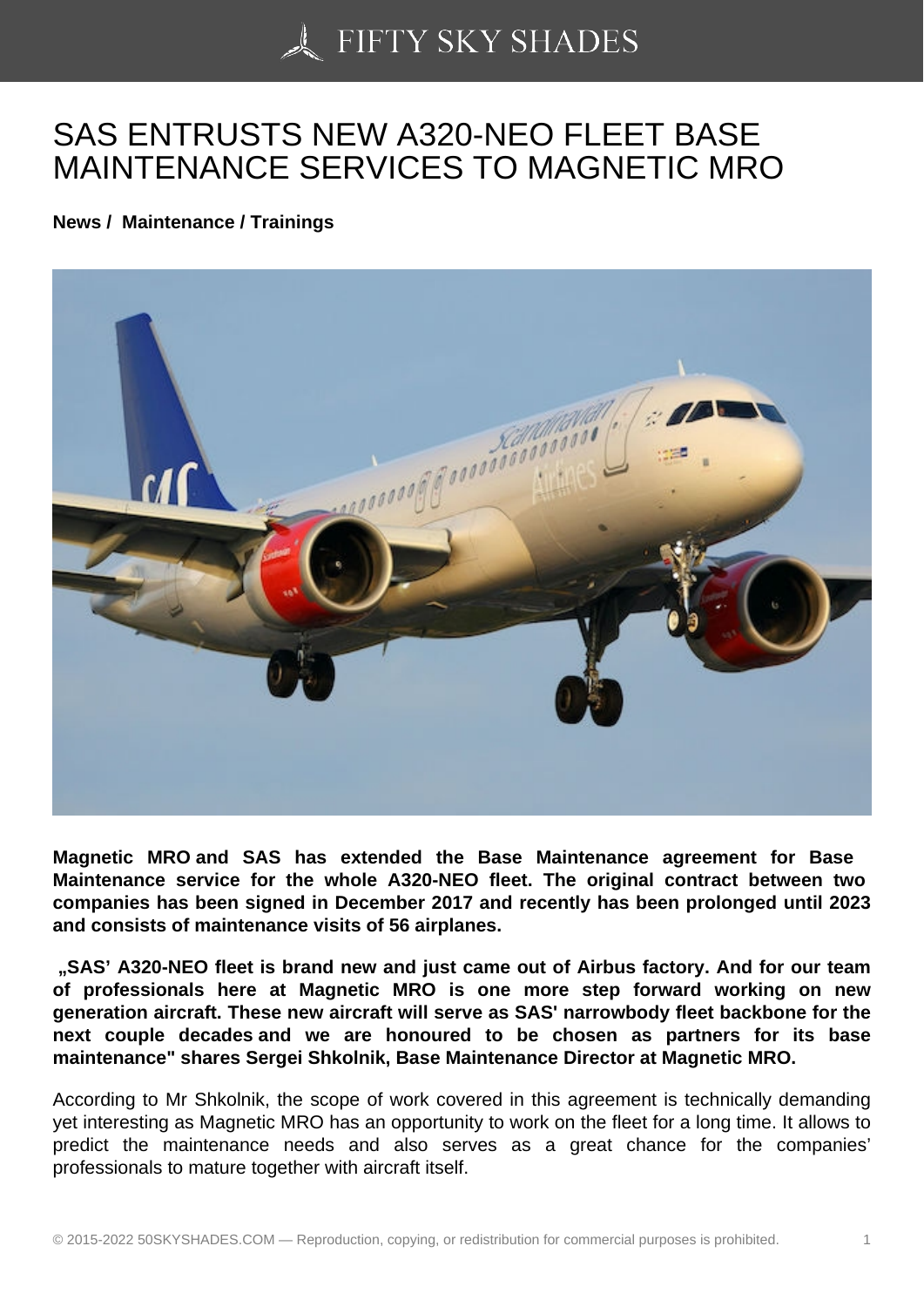# SAS ENTRUSTS NEW A320-NEO FLEET BASE MAINTENANCE SERVICES TO MAGNETIC MRO

**News / Maintenance / Trainings**

**Magnetic MRO and SAS has extended the Base Maintenance agreement for Base Maintenance service for the whole A320-NEO fleet. The original contract between two companies has been signed in December 2017 and recently has been prolonged until 2023 and consists of maintenance visits of 56 airplanes.**

**„SAS' A320-NEO fleet is brand new and just came out of Airbus factory. And for our team of professionals here at Magnetic MRO is one more step forward working on new generation aircraft. These new aircraft will serve as SAS' narrowbody fleet backbone for the next couple decades and we are honoured to be chosen as partners for its base maintenance" shares Sergei Shkolnik, Base Maintenance Director at Magnetic MRO.**

According to Mr Shkolnik, the scope of work covered in this agreement is technically demanding yet interesting as Magnetic MRO has an opportunity to work on the fleet for a long time. It allows to predict the maintenance needs and also serves as a great chance for the companies' professionals to mature together with aircraft itself.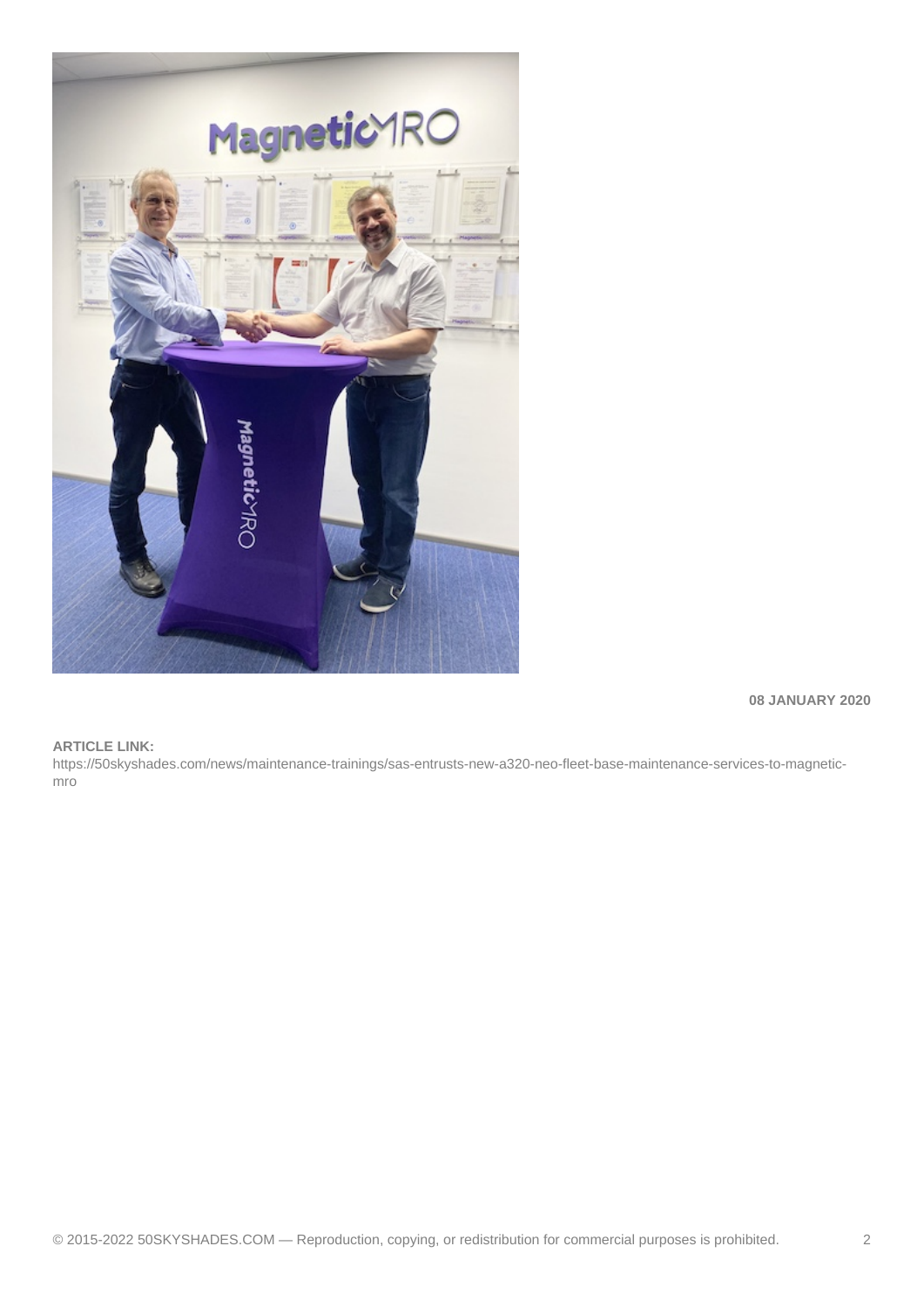08 JANUARY 2020

**ARTICLE LINK:**
https://50skyshades.com/news/maintenance-trainings/sas-entrusts-new-a320-neo-fleet-base-maintenance-services-to-magnetic-mro